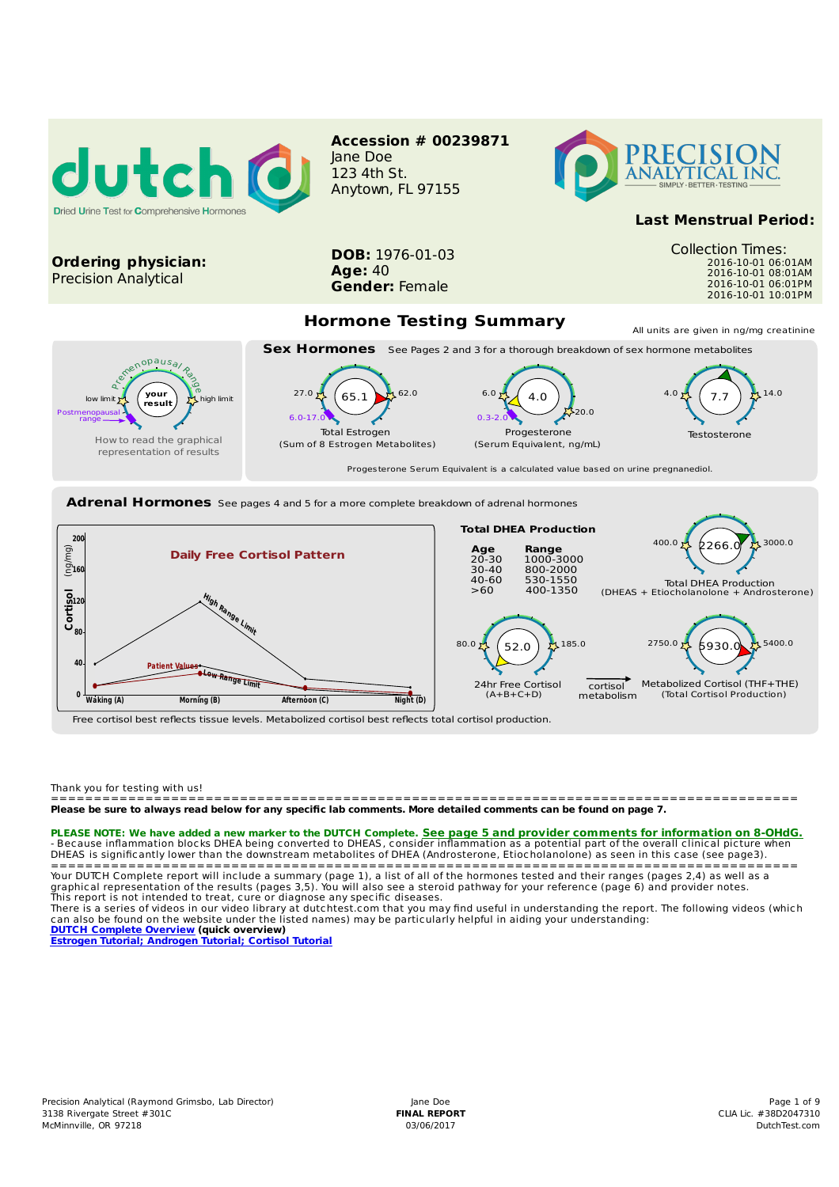# dutch

Dried Urine Test for Comprehensive Hormones

**Accession # 00239871**
Jane Doe
123 4th St.
Anytown, FL 97155

PRECISION ANALYTICAL INC.
SIMPLY · BETTER · TESTING

**Last Menstrual Period:**

**Ordering physician:**
Precision Analytical

**DOB:** 1976-01-03
**Age:** 40
**Gender:** Female

Collection Times:
2016-10-01 06:01AM
2016-10-01 08:01AM
2016-10-01 06:01PM
2016-10-01 10:01PM

## Hormone Testing Summary

All units are given in ng/mg creatinine

How to read the graphical representation of results: Premenopausal Range; low limit; your result; high limit; Postmenopausal range

### Sex Hormones

See Pages 2 and 3 for a thorough breakdown of sex hormone metabolites

| Hormone | Result | Low limit | High limit | Postmenopausal range |
|---|---|---|---|---|
| Total Estrogen (Sum of 8 Estrogen Metabolites) | 65.1 | 27.0 | 62.0 | 6.0-17.0 |
| Progesterone (Serum Equivalent, ng/mL) | 4.0 | 6.0 | 20.0 | 0.3-2.0 |
| Testosterone | 7.7 | 4.0 | 14.0 | |

Progesterone Serum Equivalent is a calculated value based on urine pregnanediol.

### Adrenal Hormones

See pages 4 and 5 for a more complete breakdown of adrenal hormones

**Daily Free Cortisol Pattern** (Cortisol (ng/mg); Waking (A), Morning (B), Afternoon (C), Night (D); High Range Limit, Low Range Limit, Patient Values)

**Total DHEA Production**

| Age | Range |
|---|---|
| 20-30 | 1000-3000 |
| 30-40 | 800-2000 |
| 40-60 | 530-1550 |
| >60 | 400-1350 |

| Hormone | Result | Low limit | High limit |
|---|---|---|---|
| Total DHEA Production (DHEAS + Etiocholanolone + Androsterone) | 2266.0 | 400.0 | 3000.0 |
| 24hr Free Cortisol (A+B+C+D) | 52.0 | 80.0 | 185.0 |
| Metabolized Cortisol (THF+THE) (Total Cortisol Production) | 5930.0 | 2750.0 | 5400.0 |

24hr Free Cortisol → cortisol metabolism → Metabolized Cortisol

Free cortisol best reflects tissue levels. Metabolized cortisol best reflects total cortisol production.

Thank you for testing with us!

**Please be sure to always read below for any specific lab comments. More detailed comments can be found on page 7.**

**PLEASE NOTE: We have added a new marker to the DUTCH Complete. See page 5 and provider comments for information on 8-OHdG.**

- Because inflammation blocks DHEA being converted to DHEAS, consider inflammation as a potential part of the overall clinical picture when DHEAS is significantly lower than the downstream metabolites of DHEA (Androsterone, Etiocholanolone) as seen in this case (see page3).

Your DUTCH Complete report will include a summary (page 1), a list of all of the hormones tested and their ranges (pages 2,4) as well as a graphical representation of the results (pages 3,5). You will also see a steroid pathway for your reference (page 6) and provider notes.
This report is not intended to treat, cure or diagnose any specific diseases.
There is a series of videos in our video library at dutchtest.com that you may find useful in understanding the report. The following videos (which can also be found on the website under the listed names) may be particularly helpful in aiding your understanding:
**DUTCH Complete Overview (quick overview)**
**Estrogen Tutorial; Androgen Tutorial; Cortisol Tutorial**

Precision Analytical (Raymond Grimsbo, Lab Director)
3138 Rivergate Street #301C
McMinnville, OR 97218

Jane Doe
**FINAL REPORT**
03/06/2017

CLIA Lic. #38D2047310
DutchTest.com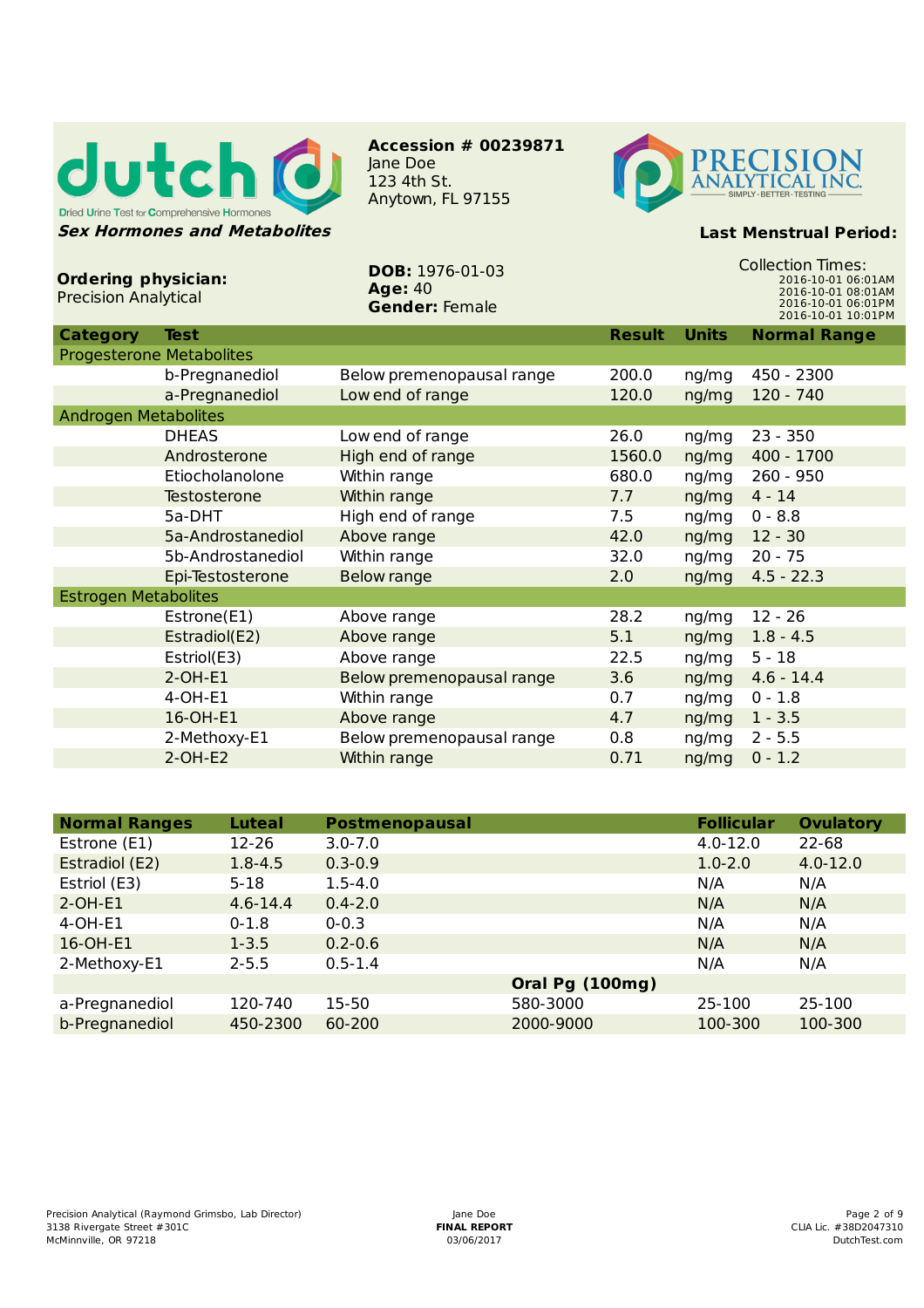**dutch** — Dried Urine Test for Comprehensive Hormones

***Sex Hormones and Metabolites***

**Accession # 00239871**
Jane Doe
123 4th St.
Anytown, FL 97155

PRECISION ANALYTICAL INC. — SIMPLY · BETTER · TESTING

**Last Menstrual Period:**

**Ordering physician:**
Precision Analytical

**DOB:** 1976-01-03
**Age:** 40
**Gender:** Female

Collection Times:
2016-10-01 06:01AM
2016-10-01 08:01AM
2016-10-01 06:01PM
2016-10-01 10:01PM

| Category | Test | | Result | Units | Normal Range |
|---|---|---|---|---|---|
| Progesterone Metabolites | | | | | |
| | b-Pregnanediol | Below premenopausal range | 200.0 | ng/mg | 450 - 2300 |
| | a-Pregnanediol | Low end of range | 120.0 | ng/mg | 120 - 740 |
| Androgen Metabolites | | | | | |
| | DHEAS | Low end of range | 26.0 | ng/mg | 23 - 350 |
| | Androsterone | High end of range | 1560.0 | ng/mg | 400 - 1700 |
| | Etiocholanolone | Within range | 680.0 | ng/mg | 260 - 950 |
| | Testosterone | Within range | 7.7 | ng/mg | 4 - 14 |
| | 5a-DHT | High end of range | 7.5 | ng/mg | 0 - 8.8 |
| | 5a-Androstanediol | Above range | 42.0 | ng/mg | 12 - 30 |
| | 5b-Androstanediol | Within range | 32.0 | ng/mg | 20 - 75 |
| | Epi-Testosterone | Below range | 2.0 | ng/mg | 4.5 - 22.3 |
| Estrogen Metabolites | | | | | |
| | Estrone(E1) | Above range | 28.2 | ng/mg | 12 - 26 |
| | Estradiol(E2) | Above range | 5.1 | ng/mg | 1.8 - 4.5 |
| | Estriol(E3) | Above range | 22.5 | ng/mg | 5 - 18 |
| | 2-OH-E1 | Below premenopausal range | 3.6 | ng/mg | 4.6 - 14.4 |
| | 4-OH-E1 | Within range | 0.7 | ng/mg | 0 - 1.8 |
| | 16-OH-E1 | Above range | 4.7 | ng/mg | 1 - 3.5 |
| | 2-Methoxy-E1 | Below premenopausal range | 0.8 | ng/mg | 2 - 5.5 |
| | 2-OH-E2 | Within range | 0.71 | ng/mg | 0 - 1.2 |

| Normal Ranges | Luteal | Postmenopausal | | Follicular | Ovulatory |
|---|---|---|---|---|---|
| Estrone (E1) | 12-26 | 3.0-7.0 | | 4.0-12.0 | 22-68 |
| Estradiol (E2) | 1.8-4.5 | 0.3-0.9 | | 1.0-2.0 | 4.0-12.0 |
| Estriol (E3) | 5-18 | 1.5-4.0 | | N/A | N/A |
| 2-OH-E1 | 4.6-14.4 | 0.4-2.0 | | N/A | N/A |
| 4-OH-E1 | 0-1.8 | 0-0.3 | | N/A | N/A |
| 16-OH-E1 | 1-3.5 | 0.2-0.6 | | N/A | N/A |
| 2-Methoxy-E1 | 2-5.5 | 0.5-1.4 | | N/A | N/A |
| | | | **Oral Pg (100mg)** | | |
| a-Pregnanediol | 120-740 | 15-50 | 580-3000 | 25-100 | 25-100 |
| b-Pregnanediol | 450-2300 | 60-200 | 2000-9000 | 100-300 | 100-300 |

Precision Analytical (Raymond Grimsbo, Lab Director)
3138 Rivergate Street #301C
McMinnville, OR 97218

Jane Doe
**FINAL REPORT**
03/06/2017

CLIA Lic. #38D2047310
DutchTest.com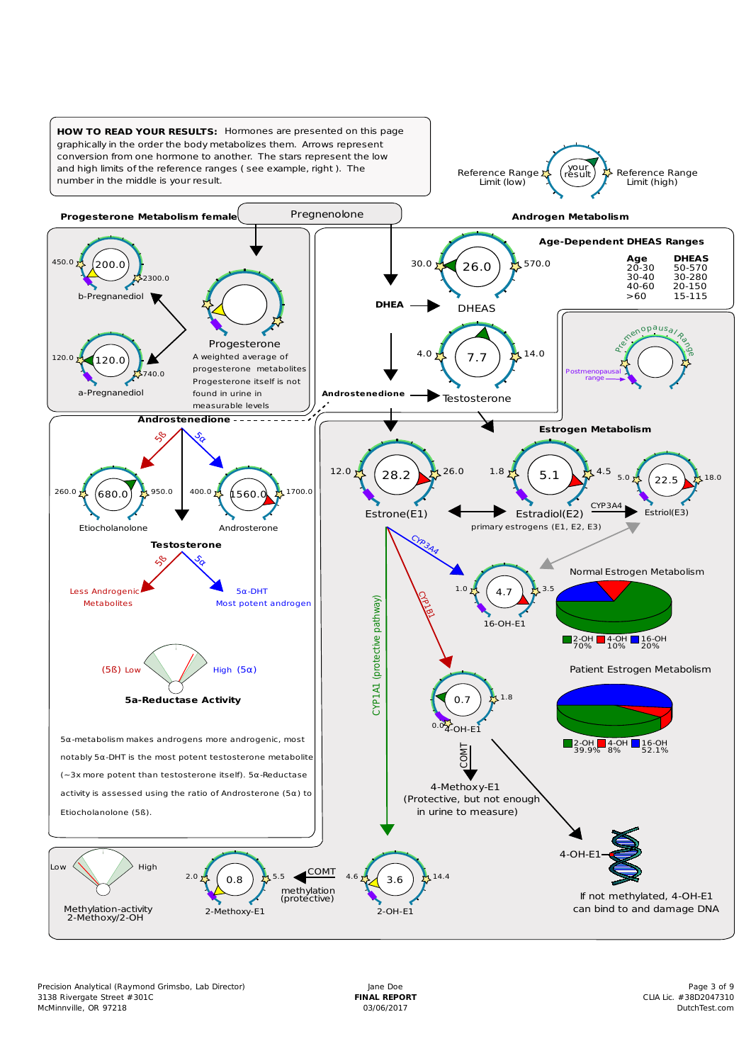**HOW TO READ YOUR RESULTS:** Hormones are presented on this page graphically in the order the body metabolizes them. Arrows represent conversion from one hormone to another. The stars represent the low and high limits of the reference ranges ( see example, right ). The number in the middle is your result.

Reference Range Limit (low) — your result — Reference Range Limit (high)

Pregnenolone

## Progesterone Metabolism female

| Hormone | Low | Result | High |
|---|---|---|---|
| b-Pregnanediol | 450.0 | 200.0 | 2300.0 |
| a-Pregnanediol | 120.0 | 120.0 | 740.0 |

Progesterone

A weighted average of progesterone metabolites Progesterone itself is not found in urine in measurable levels

## Androgen Metabolism

DHEA → DHEAS

| Hormone | Low | Result | High |
|---|---|---|---|
| DHEAS | 30.0 | 26.0 | 570.0 |
| Testosterone | 4.0 | 7.7 | 14.0 |

Androstenedione → Testosterone

**Age-Dependent DHEAS Ranges**

| Age | DHEAS |
|---|---|
| 20-30 | 50-570 |
| 30-40 | 30-280 |
| 40-60 | 20-150 |
| >60 | 15-115 |

Premenopausal Range

Postmenopausal range

**Androstenedione**

5ß → Etiocholanolone; 5α → Androsterone

| Hormone | Low | Result | High |
|---|---|---|---|
| Etiocholanolone | 260.0 | 680.0 | 950.0 |
| Androsterone | 400.0 | 1560.0 | 1700.0 |

**Testosterone**

5ß → Less Androgenic Metabolites

5α → 5α-DHT Most potent androgen

(5ß) Low — High (5α)

**5a-Reductase Activity**

5α-metabolism makes androgens more androgenic, most notably 5α-DHT is the most potent testosterone metabolite (~3x more potent than testosterone itself). 5α-Reductase activity is assessed using the ratio of Androsterone (5α) to Etiocholanolone (5ß).

## Estrogen Metabolism

| Hormone | Low | Result | High |
|---|---|---|---|
| Estrone(E1) | 12.0 | 28.2 | 26.0 |
| Estradiol(E2) | 1.8 | 5.1 | 4.5 |
| Estriol(E3) | 5.0 | 22.5 | 18.0 |
| 16-OH-E1 | 1.0 | 4.7 | 3.5 |
| 4-OH-E1 | 0.0 | 0.7 | 1.8 |
| 2-OH-E1 | 4.6 | 3.6 | 14.4 |
| 2-Methoxy-E1 | 2.0 | 0.8 | 5.5 |

primary estrogens (E1, E2, E3)

Estradiol(E2) → CYP3A4 → Estriol(E3)

Estrone(E1) → CYP3A4 → 16-OH-E1

Estrone(E1) → CYP1B1 → 4-OH-E1

Estrone(E1) → CYP1A1 (protective pathway) → 2-OH-E1

4-OH-E1 → COMT → 4-Methoxy-E1 (Protective, but not enough in urine to measure)

2-OH-E1 → COMT methylation (protective) → 2-Methoxy-E1

Normal Estrogen Metabolism: 2-OH 70%, 4-OH 10%, 16-OH 20%

Patient Estrogen Metabolism: 2-OH 39.9%, 4-OH 8%, 16-OH 52.1%

4-OH-E1 — If not methylated, 4-OH-E1 can bind to and damage DNA

Low — High

Methylation-activity 2-Methoxy/2-OH

Precision Analytical (Raymond Grimsbo, Lab Director)
3138 Rivergate Street #301C
McMinnville, OR 97218

Jane Doe
**FINAL REPORT**
03/06/2017

CLIA Lic. #38D2047310
DutchTest.com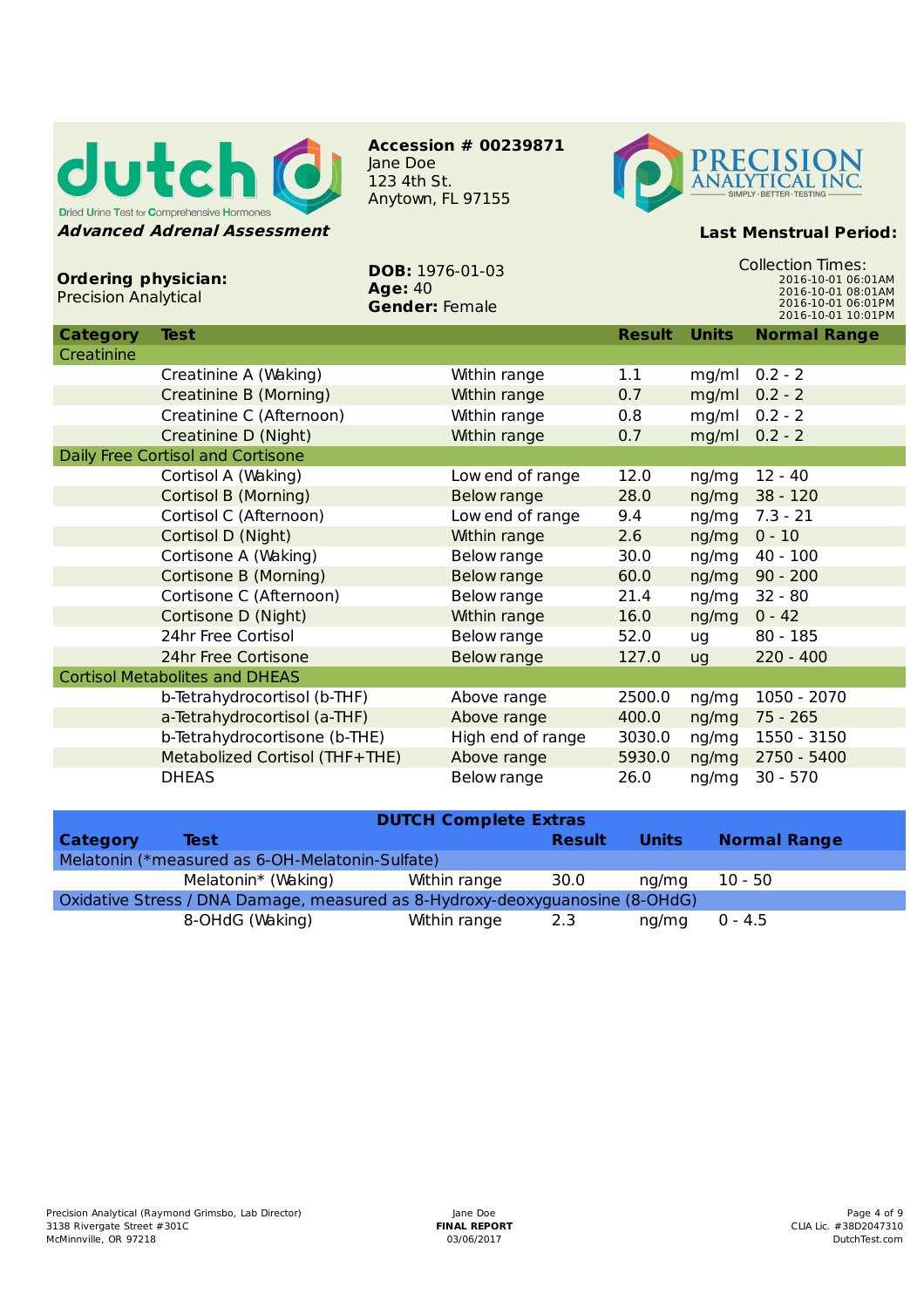**dutch**

Dried Urine Test for Comprehensive Hormones

***Advanced Adrenal Assessment***

**Accession # 00239871**
Jane Doe
123 4th St.
Anytown, FL 97155

**PRECISION ANALYTICAL INC.**
SIMPLY · BETTER · TESTING

**Last Menstrual Period:**

**Ordering physician:**
Precision Analytical

**DOB:** 1976-01-03
**Age:** 40
**Gender:** Female

Collection Times:
2016-10-01 06:01AM
2016-10-01 08:01AM
2016-10-01 06:01PM
2016-10-01 10:01PM

| Category | Test | | Result | Units | Normal Range |
|---|---|---|---|---|---|
| Creatinine | | | | | |
| | Creatinine A (Waking) | Within range | 1.1 | mg/ml | 0.2 - 2 |
| | Creatinine B (Morning) | Within range | 0.7 | mg/ml | 0.2 - 2 |
| | Creatinine C (Afternoon) | Within range | 0.8 | mg/ml | 0.2 - 2 |
| | Creatinine D (Night) | Within range | 0.7 | mg/ml | 0.2 - 2 |
| Daily Free Cortisol and Cortisone | | | | | |
| | Cortisol A (Waking) | Low end of range | 12.0 | ng/mg | 12 - 40 |
| | Cortisol B (Morning) | Below range | 28.0 | ng/mg | 38 - 120 |
| | Cortisol C (Afternoon) | Low end of range | 9.4 | ng/mg | 7.3 - 21 |
| | Cortisol D (Night) | Within range | 2.6 | ng/mg | 0 - 10 |
| | Cortisone A (Waking) | Below range | 30.0 | ng/mg | 40 - 100 |
| | Cortisone B (Morning) | Below range | 60.0 | ng/mg | 90 - 200 |
| | Cortisone C (Afternoon) | Below range | 21.4 | ng/mg | 32 - 80 |
| | Cortisone D (Night) | Within range | 16.0 | ng/mg | 0 - 42 |
| | 24hr Free Cortisol | Below range | 52.0 | ug | 80 - 185 |
| | 24hr Free Cortisone | Below range | 127.0 | ug | 220 - 400 |
| Cortisol Metabolites and DHEAS | | | | | |
| | b-Tetrahydrocortisol (b-THF) | Above range | 2500.0 | ng/mg | 1050 - 2070 |
| | a-Tetrahydrocortisol (a-THF) | Above range | 400.0 | ng/mg | 75 - 265 |
| | b-Tetrahydrocortisone (b-THE) | High end of range | 3030.0 | ng/mg | 1550 - 3150 |
| | Metabolized Cortisol (THF+THE) | Above range | 5930.0 | ng/mg | 2750 - 5400 |
| | DHEAS | Below range | 26.0 | ng/mg | 30 - 570 |

**DUTCH Complete Extras**

| Category | Test | | Result | Units | Normal Range |
|---|---|---|---|---|---|
| Melatonin (*measured as 6-OH-Melatonin-Sulfate) | | | | | |
| | Melatonin* (Waking) | Within range | 30.0 | ng/mg | 10 - 50 |
| Oxidative Stress / DNA Damage, measured as 8-Hydroxy-deoxyguanosine (8-OHdG) | | | | | |
| | 8-OHdG (Waking) | Within range | 2.3 | ng/mg | 0 - 4.5 |

Precision Analytical (Raymond Grimsbo, Lab Director)
3138 Rivergate Street #301C
McMinnville, OR 97218

Jane Doe
**FINAL REPORT**
03/06/2017

CLIA Lic. #38D2047310
DutchTest.com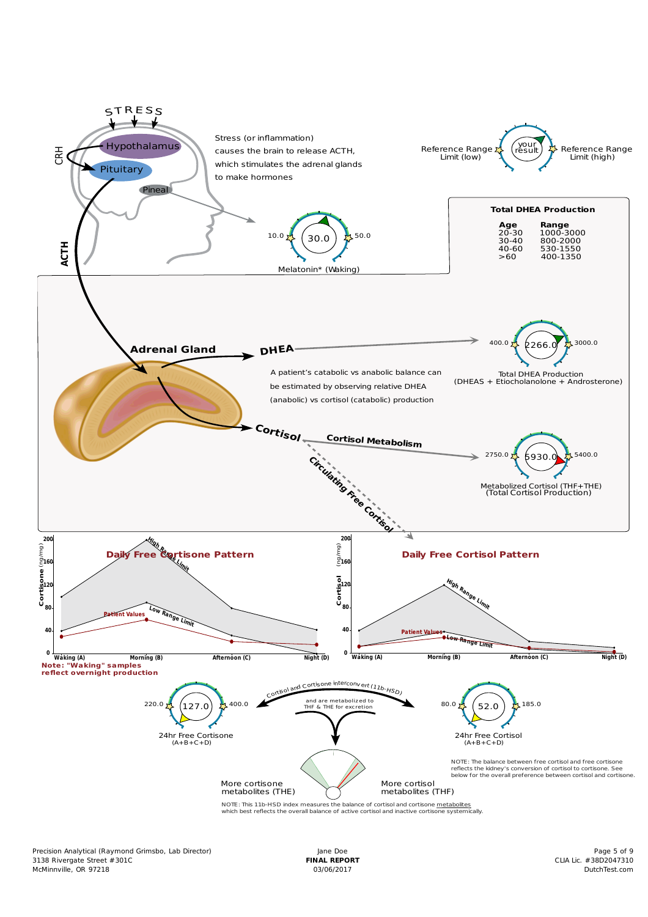STRESS

Hypothalamus

CRH

Pituitary

Pineal

ACTH

Stress (or inflammation) causes the brain to release ACTH, which stimulates the adrenal glands to make hormones

Reference Range Limit (low) — your result — Reference Range Limit (high)

10.0 — 30.0 — 50.0

Melatonin* (Waking)

**Total DHEA Production**

| Age | Range |
|---|---|
| 20-30 | 1000-3000 |
| 30-40 | 800-2000 |
| 40-60 | 530-1550 |
| >60 | 400-1350 |

**Adrenal Gland**

**DHEA**

400.0 — 2266.0 — 3000.0

Total DHEA Production (DHEAS + Etiocholanolone + Androsterone)

A patient's catabolic vs anabolic balance can be estimated by observing relative DHEA (anabolic) vs cortisol (catabolic) production

**Cortisol**

**Cortisol Metabolism**

2750.0 — 5930.0 — 5400.0

Metabolized Cortisol (THF+THE) (Total Cortisol Production)

**Circulating Free Cortisol**

**Daily Free Cortisone Pattern**

Cortisone (ng/mg): 0, 40, 80, 120, 160, 200

Waking (A), Morning (B), Afternoon (C), Night (D)

High Range Limit; Low Range Limit; Patient Values

**Note: "Waking" samples reflect overnight production**

**Daily Free Cortisol Pattern**

Cortisol (ng/mg): 0, 40, 80, 120, 160, 200

Waking (A), Morning (B), Afternoon (C), Night (D)

High Range Limit; Low Range Limit; Patient Values

220.0 — 127.0 — 400.0

24hr Free Cortisone (A+B+C+D)

Cortisol and Cortisone interconvert (11b-HSD) and are metabolized to THF & THE for excretion

80.0 — 52.0 — 185.0

24hr Free Cortisol (A+B+C+D)

NOTE: The balance between free cortisol and free cortisone reflects the kidney's conversion of cortisol to cortisone. See below for the overall preference between cortisol and cortisone.

More cortisone metabolites (THE) — More cortisol metabolites (THF)

NOTE: This 11b-HSD index measures the balance of cortisol and cortisone metabolites which best reflects the overall balance of active cortisol and inactive cortisone systemically.

Precision Analytical (Raymond Grimsbo, Lab Director)
3138 Rivergate Street #301C
McMinnville, OR 97218

Jane Doe
**FINAL REPORT**
03/06/2017

CLIA Lic. #38D2047310
DutchTest.com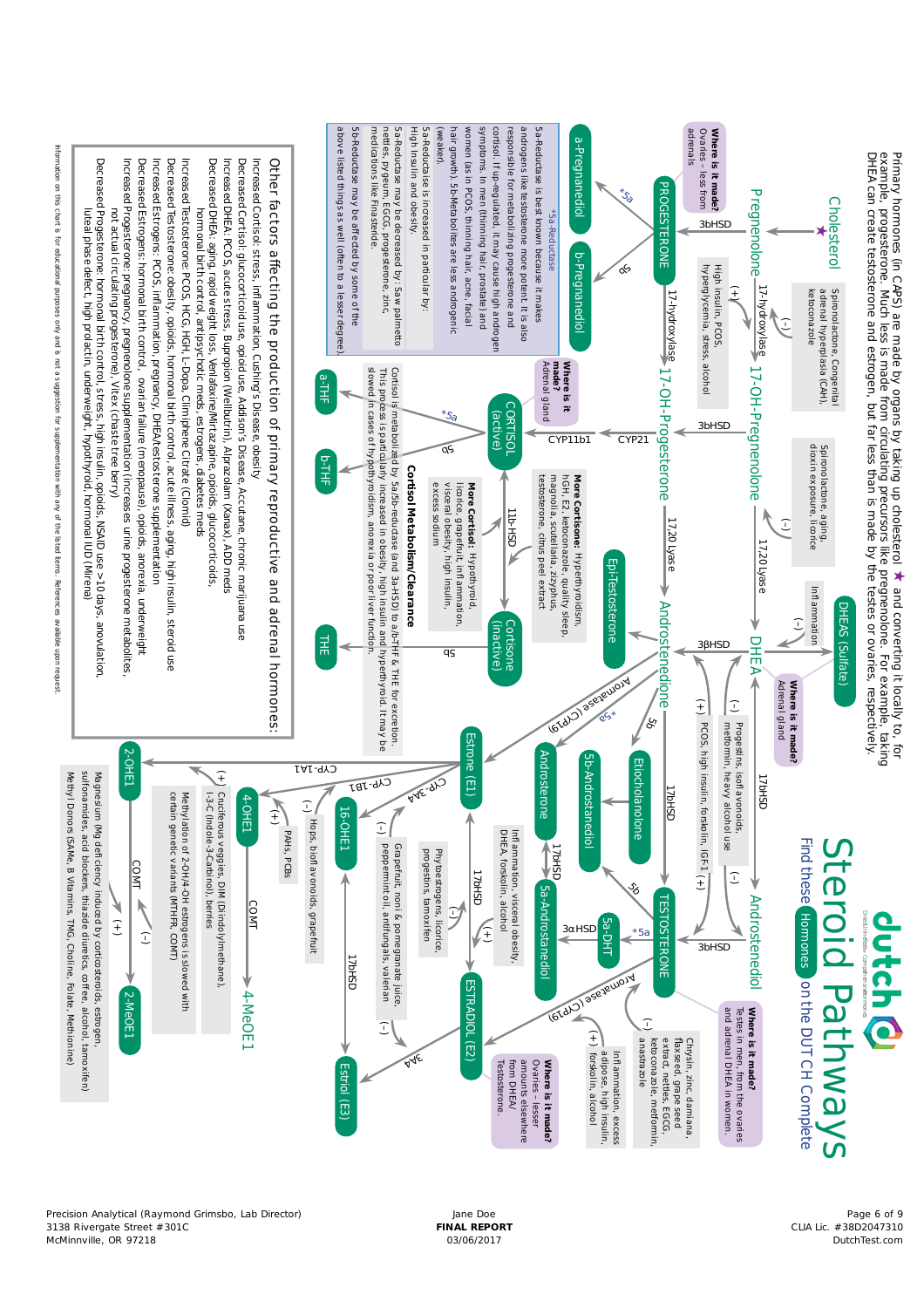# Steroid Pathways

Find these Hormones on the DUTCH Complete

Primary hormones (in CAPS) are made by organs by taking up cholesterol ★ and converting it locally to, for example, progesterone. Much less is made from circulating precursors like pregnenolone. For example, taking DHEA can create testosterone and estrogen, but far less than is made by the testes or ovaries, respectively.

Cholesterol ★ → Pregnenolone

Pregnenolone → (3bHSD) → PROGESTERONE

Pregnenolone → (17-hydroxylase) → 17-OH-Pregnenolone
- (-) Spironolactone, Congenital adrenal hyperplasia (CAH), ketoconazole
- (+) High insulin, PCOS, hyperglycemia, stress, alcohol

17-OH-Pregnenolone → (17,20 lyase) → DHEA
- (-) Spironolactone, aging, dioxin exposure, licorice

DHEA ↔ DHEAS (Sulfate)
- (-) Inflammation

**Where is it made?** Adrenal gland (DHEA)

PROGESTERONE → (17-hydroxylase) → 17-OH-Progesterone

17-OH-Pregnenolone → (3bHSD) → 17-OH-Progesterone

**Where is it made?** Ovaries - less from adrenals (Progesterone)

PROGESTERONE → (*5a) → a-Pregnanediol

PROGESTERONE → (5b) → b-Pregnanediol

*5a-Reductase

5a-Reductase is best known because it makes androgens like testosterone more potent. It is also responsible for metabolizing progesterone and cortisol. If up-regulated, it may cause high androgen symptoms. In men (thinning hair, prostate) and women (as in PCOS, thinning hair, acne, facial hair growth). 5b-Metabolites are less androgenic (weaker).

5a-Reductase is increased in particular by: High insulin and obesity.

5a-Reductase may be decreased by: Saw palmetto nettles, pygeum, EGCG, progesterone, zinc, medications like Finasteride.

5b-Reductase may be affected by some of the above listed things as well (often to a lesser degree).

17-OH-Progesterone → (CYP21) → (CYP11b1) → CORTISOL (active)

**Where is it made?** Adrenal gland (Cortisol)

**More Cortisone:** Hyperthyroidism, hGH, E2, ketoconazole, quality sleep, magnolia, scutellaria, zizyphus, testosterone, citrus peel extract

**More Cortisol:** Hypothyroid, licorice, grapefruit, inflammation, visceral obesity, high insulin, excess sodium

CORTISOL (active) ↔ (11b-HSD) ↔ Cortisone (inactive)

CORTISOL → (*5a) → a-THF

CORTISOL → (5b) → b-THF

Cortisone → (5b) → THE

**Cortisol Metabolism/Clearance**

Cortisol is metabolized by 5a/5b-reductase (and 3a-HSD) to a/b-THF & THE for excretion. This process is particularly increased in obesity, high insulin and hyperthyroid. It may be slowed in cases of hypothyroidism, anorexia or poor liver function.

17-OH-Progesterone → (17,20 lyase) → Androstenedione

17-OH-Progesterone → Epi-Testosterone

DHEA → (3βHSD) → Androstenedione
- (+) PCOS, high insulin, forskolin, IGF-1
- (-) Progestins, isoflavonoids, metformin, heavy alcohol use

DHEA → (17bHSD) → Androstenediol

Androstenediol → (3bHSD) → TESTOSTERONE

**Where is it made?** Testes in men, from the ovaries and adrenal DHEA in women.

Androstenedione → (17bHSD) → TESTOSTERONE

Androstenedione → (5b) → Etiocholanolone

Androstenedione → (*5a) → Androsterone

Androsterone ↔ (17bHSD) ↔ 5a-Androstanediol

Etiocholanolone / 5b-Androstanediol

TESTOSTERONE → (5b) → 5b-Androstanediol

TESTOSTERONE → (*5a) → 5a-DHT → (3aHSD) → 5a-Androstanediol
- (+) Inflammation, visceral obesity, DHEA, forskolin, alcohol

Androstenedione → (Aromatase (CYP19)) → Estrone (E1)

TESTOSTERONE → (Aromatase (CYP19)) → ESTRADIOL (E2)
- (-) Chrysin, zinc, damiana, flaxseed, grape seed extract, nettles, EGCG, ketoconazole, metformin, anastrazole
- (+) Inflammation, excess adipose, high insulin, forskolin, alcohol

**Where is it made?** Ovaries - lesser amounts elsewhere from DHEA/Testosterone.

Estrone (E1) ↔ (17bHSD) ↔ ESTRADIOL (E2)

Estrone (E1) → (CYP-3A4) → 16-OHE1 → (17bHSD) → Estriol (E3)
- (+) Phytoestrogens, licorice, progestins, tamoxifen
- (-) Grapefruit, noni & pomegranate juice, peppermint oil, antifungals, valerian

ESTRADIOL (E2) → (3A4) → Estriol (E3)

Estrone (E1) → (CYP-1B1) → 4-OHE1 → (COMT) → 4-MeOE1
- (+) PAHs, PCBs
- (-) Hops, bioflavonoids, grapefruit

Estrone (E1) → (CYP-1A1) → 2-OHE1 → (COMT) → 2-MeOE1
- (+) Cruciferous veggies, DIM (Diindolylmethane), I-3-C (Indole-3-Carbinol), berries

Methylation of 2-OH/4-OH estrogens is slowed with certain genetic variants (MTHFR, COMT)

COMT:
- (-) Magnesium (Mg deficiency induced by corticosteroids, estrogen, sulfonamides, acid blockers, thiazide diuretics, coffee, alcohol, tamoxifen)
- (+) Methyl Donors (SAMe, B Vitamins, TMG, Choline, Folate, Methionine)

## Other factors affecting the production of primary reproductive and adrenal hormones:

Increased Cortisol: stress, inflammation, Cushing's Disease, obesity

Decreased Cortisol: glucocorticoid use, opioid use, Addison's Disease, Accutane, chronic marijuana use

Increased DHEA: PCOS, acute stress, Bupropion (Wellbutrin), Alprazolam (Xanax), ADD meds

Decreased DHEA: aging, rapid weight loss, Venlafaxine/Mirtazapine, opioids, glucocorticoids, hormonal birth control, antipsychotic meds, estrogens, diabetes meds

Increased Testosterone: PCOS, HCG, HGH, L-Dopa, Climiphene Citrate (Clomid)

Decreased Testosterone: obesity, opioids, hormonal birth control, acute illness, aging, high insulin, steroid use

Increased Estrogens: PCOS, inflammation, pregnancy, DHEA/testosterone supplementation

Decreased Estrogens: hormonal birth control, ovarian failure (menopause), opioids, anorexia, underweight

Increased Progesterone: pregnancy, pregnenolone supplementation (increases urine progesterone metabolites, not actual circulating progesterone), Vitex (chaste tree berry)

Decreased Progesterone: hormonal birth control, stress, high insulin, opioids, NSAID use >10 days, anovulation, luteal phase defect, high prolactin, underweight, hypothyroid, hormonal IUD (Mirena)

Information on this chart is for educational purposes only and is not a suggestion for supplementation with any of the listed items. References available upon request.

Precision Analytical (Raymond Grimsbo, Lab Director)
3138 Rivergate Street #301C
McMinnville, OR 97218

Jane Doe
**FINAL REPORT**
03/06/2017

CLIA Lic. #38D2047310
DutchTest.com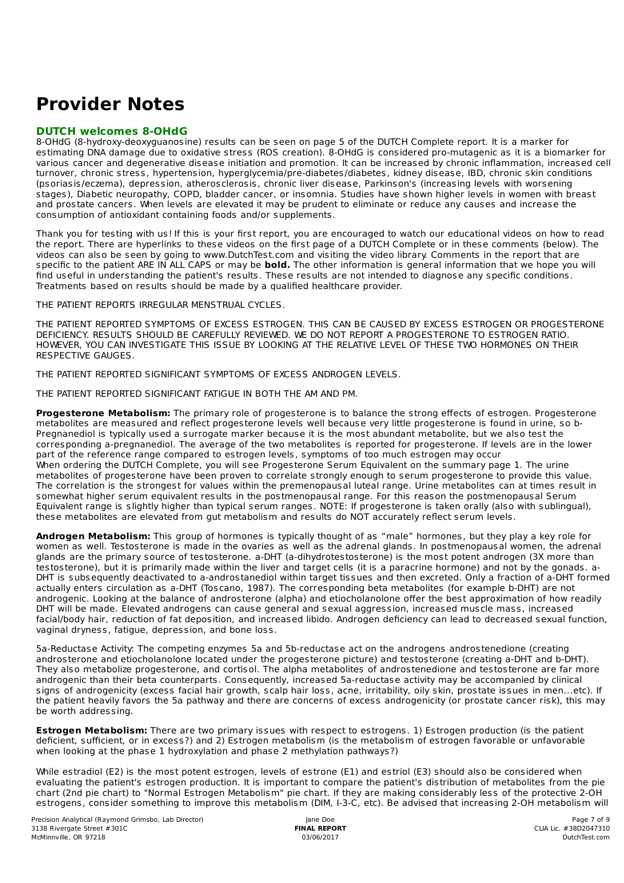# Provider Notes

## DUTCH welcomes 8-OHdG

8-OHdG (8-hydroxy-deoxyguanosine) results can be seen on page 5 of the DUTCH Complete report. It is a marker for estimating DNA damage due to oxidative stress (ROS creation). 8-OHdG is considered pro-mutagenic as it is a biomarker for various cancer and degenerative disease initiation and promotion. It can be increased by chronic inflammation, increased cell turnover, chronic stress, hypertension, hyperglycemia/pre-diabetes/diabetes, kidney disease, IBD, chronic skin conditions (psoriasis/eczema), depression, atherosclerosis, chronic liver disease, Parkinson's (increasing levels with worsening stages), Diabetic neuropathy, COPD, bladder cancer, or insomnia. Studies have shown higher levels in women with breast and prostate cancers. When levels are elevated it may be prudent to eliminate or reduce any causes and increase the consumption of antioxidant containing foods and/or supplements.

Thank you for testing with us! If this is your first report, you are encouraged to watch our educational videos on how to read the report. There are hyperlinks to these videos on the first page of a DUTCH Complete or in these comments (below). The videos can also be seen by going to www.DutchTest.com and visiting the video library. Comments in the report that are specific to the patient ARE IN ALL CAPS or may be **bold.** The other information is general information that we hope you will find useful in understanding the patient's results. These results are not intended to diagnose any specific conditions. Treatments based on results should be made by a qualified healthcare provider.

THE PATIENT REPORTS IRREGULAR MENSTRUAL CYCLES.

THE PATIENT REPORTED SYMPTOMS OF EXCESS ESTROGEN. THIS CAN BE CAUSED BY EXCESS ESTROGEN OR PROGESTERONE DEFICIENCY. RESULTS SHOULD BE CAREFULLY REVIEWED. WE DO NOT REPORT A PROGESTERONE TO ESTROGEN RATIO. HOWEVER, YOU CAN INVESTIGATE THIS ISSUE BY LOOKING AT THE RELATIVE LEVEL OF THESE TWO HORMONES ON THEIR RESPECTIVE GAUGES.

THE PATIENT REPORTED SIGNIFICANT SYMPTOMS OF EXCESS ANDROGEN LEVELS.

THE PATIENT REPORTED SIGNIFICANT FATIGUE IN BOTH THE AM AND PM.

**Progesterone Metabolism:** The primary role of progesterone is to balance the strong effects of estrogen. Progesterone metabolites are measured and reflect progesterone levels well because very little progesterone is found in urine, so b-Pregnanediol is typically used a surrogate marker because it is the most abundant metabolite, but we also test the corresponding a-pregnanediol. The average of the two metabolites is reported for progesterone. If levels are in the lower part of the reference range compared to estrogen levels, symptoms of too much estrogen may occur
When ordering the DUTCH Complete, you will see Progesterone Serum Equivalent on the summary page 1. The urine metabolites of progesterone have been proven to correlate strongly enough to serum progesterone to provide this value. The correlation is the strongest for values within the premenopausal luteal range. Urine metabolites can at times result in somewhat higher serum equivalent results in the postmenopausal range. For this reason the postmenopausal Serum Equivalent range is slightly higher than typical serum ranges. NOTE: If progesterone is taken orally (also with sublingual), these metabolites are elevated from gut metabolism and results do NOT accurately reflect serum levels.

**Androgen Metabolism:** This group of hormones is typically thought of as “male” hormones, but they play a key role for women as well. Testosterone is made in the ovaries as well as the adrenal glands. In postmenopausal women, the adrenal glands are the primary source of testosterone. a-DHT (a-dihydrotestosterone) is the most potent androgen (3X more than testosterone), but it is primarily made within the liver and target cells (it is a paracrine hormone) and not by the gonads. a-DHT is subsequently deactivated to a-androstanediol within target tissues and then excreted. Only a fraction of a-DHT formed actually enters circulation as a-DHT (Toscano, 1987). The corresponding beta metabolites (for example b-DHT) are not androgenic. Looking at the balance of androsterone (alpha) and etiocholanolone offer the best approximation of how readily DHT will be made. Elevated androgens can cause general and sexual aggression, increased muscle mass, increased facial/body hair, reduction of fat deposition, and increased libido. Androgen deficiency can lead to decreased sexual function, vaginal dryness, fatigue, depression, and bone loss.

5a-Reductase Activity: The competing enzymes 5a and 5b-reductase act on the androgens androstenedione (creating androsterone and etiocholanolone located under the progesterone picture) and testosterone (creating a-DHT and b-DHT). They also metabolize progesterone, and cortisol. The alpha metabolites of androstenedione and testosterone are far more androgenic than their beta counterparts. Consequently, increased 5a-reductase activity may be accompanied by clinical signs of androgenicity (excess facial hair growth, scalp hair loss, acne, irritability, oily skin, prostate issues in men...etc). If the patient heavily favors the 5a pathway and there are concerns of excess androgenicity (or prostate cancer risk), this may be worth addressing.

**Estrogen Metabolism:** There are two primary issues with respect to estrogens. 1) Estrogen production (is the patient deficient, sufficient, or in excess?) and 2) Estrogen metabolism (is the metabolism of estrogen favorable or unfavorable when looking at the phase 1 hydroxylation and phase 2 methylation pathways?)

While estradiol (E2) is the most potent estrogen, levels of estrone (E1) and estriol (E3) should also be considered when evaluating the patient's estrogen production. It is important to compare the patient's distribution of metabolites from the pie chart (2nd pie chart) to "Normal Estrogen Metabolism" pie chart. If they are making considerably less of the protective 2-OH estrogens, consider something to improve this metabolism (DIM, I-3-C, etc). Be advised that increasing 2-OH metabolism will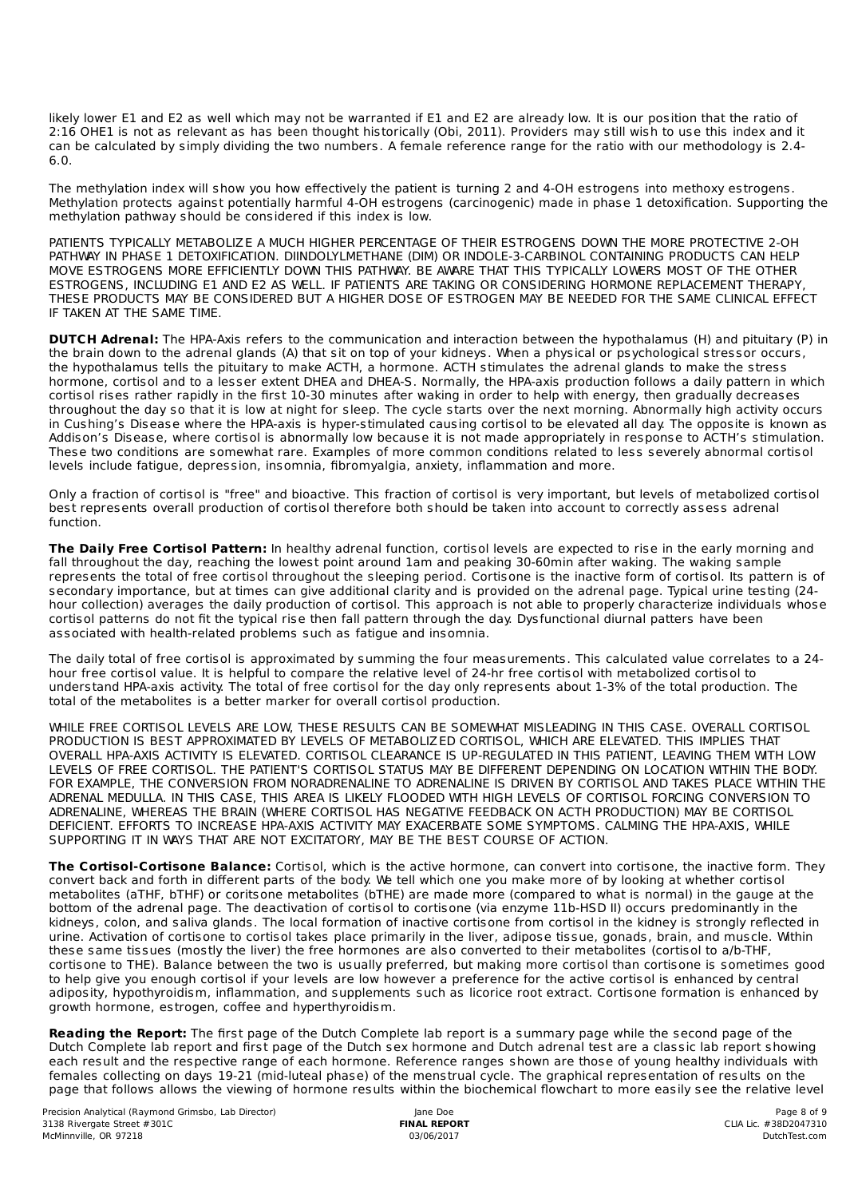likely lower E1 and E2 as well which may not be warranted if E1 and E2 are already low. It is our position that the ratio of 2:16 OHE1 is not as relevant as has been thought historically (Obi, 2011). Providers may still wish to use this index and it can be calculated by simply dividing the two numbers. A female reference range for the ratio with our methodology is 2.4-6.0.

The methylation index will show you how effectively the patient is turning 2 and 4-OH estrogens into methoxy estrogens. Methylation protects against potentially harmful 4-OH estrogens (carcinogenic) made in phase 1 detoxification. Supporting the methylation pathway should be considered if this index is low.

PATIENTS TYPICALLY METABOLIZE A MUCH HIGHER PERCENTAGE OF THEIR ESTROGENS DOWN THE MORE PROTECTIVE 2-OH PATHWAY IN PHASE 1 DETOXIFICATION. DIINDOLYLMETHANE (DIM) OR INDOLE-3-CARBINOL CONTAINING PRODUCTS CAN HELP MOVE ESTROGENS MORE EFFICIENTLY DOWN THIS PATHWAY. BE AWARE THAT THIS TYPICALLY LOWERS MOST OF THE OTHER ESTROGENS, INCLUDING E1 AND E2 AS WELL. IF PATIENTS ARE TAKING OR CONSIDERING HORMONE REPLACEMENT THERAPY, THESE PRODUCTS MAY BE CONSIDERED BUT A HIGHER DOSE OF ESTROGEN MAY BE NEEDED FOR THE SAME CLINICAL EFFECT IF TAKEN AT THE SAME TIME.

**DUTCH Adrenal:** The HPA-Axis refers to the communication and interaction between the hypothalamus (H) and pituitary (P) in the brain down to the adrenal glands (A) that sit on top of your kidneys. When a physical or psychological stressor occurs, the hypothalamus tells the pituitary to make ACTH, a hormone. ACTH stimulates the adrenal glands to make the stress hormone, cortisol and to a lesser extent DHEA and DHEA-S. Normally, the HPA-axis production follows a daily pattern in which cortisol rises rather rapidly in the first 10-30 minutes after waking in order to help with energy, then gradually decreases throughout the day so that it is low at night for sleep. The cycle starts over the next morning. Abnormally high activity occurs in Cushing's Disease where the HPA-axis is hyper-stimulated causing cortisol to be elevated all day. The opposite is known as Addison's Disease, where cortisol is abnormally low because it is not made appropriately in response to ACTH's stimulation. These two conditions are somewhat rare. Examples of more common conditions related to less severely abnormal cortisol levels include fatigue, depression, insomnia, fibromyalgia, anxiety, inflammation and more.

Only a fraction of cortisol is "free" and bioactive. This fraction of cortisol is very important, but levels of metabolized cortisol best represents overall production of cortisol therefore both should be taken into account to correctly assess adrenal function.

**The Daily Free Cortisol Pattern:** In healthy adrenal function, cortisol levels are expected to rise in the early morning and fall throughout the day, reaching the lowest point around 1am and peaking 30-60min after waking. The waking sample represents the total of free cortisol throughout the sleeping period. Cortisone is the inactive form of cortisol. Its pattern is of secondary importance, but at times can give additional clarity and is provided on the adrenal page. Typical urine testing (24-hour collection) averages the daily production of cortisol. This approach is not able to properly characterize individuals whose cortisol patterns do not fit the typical rise then fall pattern through the day. Dysfunctional diurnal patters have been associated with health-related problems such as fatigue and insomnia.

The daily total of free cortisol is approximated by summing the four measurements. This calculated value correlates to a 24-hour free cortisol value. It is helpful to compare the relative level of 24-hr free cortisol with metabolized cortisol to understand HPA-axis activity. The total of free cortisol for the day only represents about 1-3% of the total production. The total of the metabolites is a better marker for overall cortisol production.

WHILE FREE CORTISOL LEVELS ARE LOW, THESE RESULTS CAN BE SOMEWHAT MISLEADING IN THIS CASE. OVERALL CORTISOL PRODUCTION IS BEST APPROXIMATED BY LEVELS OF METABOLIZED CORTISOL, WHICH ARE ELEVATED. THIS IMPLIES THAT OVERALL HPA-AXIS ACTIVITY IS ELEVATED. CORTISOL CLEARANCE IS UP-REGULATED IN THIS PATIENT, LEAVING THEM WITH LOW LEVELS OF FREE CORTISOL. THE PATIENT'S CORTISOL STATUS MAY BE DIFFERENT DEPENDING ON LOCATION WITHIN THE BODY. FOR EXAMPLE, THE CONVERSION FROM NORADRENALINE TO ADRENALINE IS DRIVEN BY CORTISOL AND TAKES PLACE WITHIN THE ADRENAL MEDULLA. IN THIS CASE, THIS AREA IS LIKELY FLOODED WITH HIGH LEVELS OF CORTISOL FORCING CONVERSION TO ADRENALINE, WHEREAS THE BRAIN (WHERE CORTISOL HAS NEGATIVE FEEDBACK ON ACTH PRODUCTION) MAY BE CORTISOL DEFICIENT. EFFORTS TO INCREASE HPA-AXIS ACTIVITY MAY EXACERBATE SOME SYMPTOMS. CALMING THE HPA-AXIS, WHILE SUPPORTING IT IN WAYS THAT ARE NOT EXCITATORY, MAY BE THE BEST COURSE OF ACTION.

**The Cortisol-Cortisone Balance:** Cortisol, which is the active hormone, can convert into cortisone, the inactive form. They convert back and forth in different parts of the body. We tell which one you make more of by looking at whether cortisol metabolites (aTHF, bTHF) or coritsone metabolites (bTHE) are made more (compared to what is normal) in the gauge at the bottom of the adrenal page. The deactivation of cortisol to cortisone (via enzyme 11b-HSD II) occurs predominantly in the kidneys, colon, and saliva glands. The local formation of inactive cortisone from cortisol in the kidney is strongly reflected in urine. Activation of cortisone to cortisol takes place primarily in the liver, adipose tissue, gonads, brain, and muscle. Within these same tissues (mostly the liver) the free hormones are also converted to their metabolites (cortisol to a/b-THF, cortisone to THE). Balance between the two is usually preferred, but making more cortisol than cortisone is sometimes good to help give you enough cortisol if your levels are low however a preference for the active cortisol is enhanced by central adiposity, hypothyroidism, inflammation, and supplements such as licorice root extract. Cortisone formation is enhanced by growth hormone, estrogen, coffee and hyperthyroidism.

**Reading the Report:** The first page of the Dutch Complete lab report is a summary page while the second page of the Dutch Complete lab report and first page of the Dutch sex hormone and Dutch adrenal test are a classic lab report showing each result and the respective range of each hormone. Reference ranges shown are those of young healthy individuals with females collecting on days 19-21 (mid-luteal phase) of the menstrual cycle. The graphical representation of results on the page that follows allows the viewing of hormone results within the biochemical flowchart to more easily see the relative level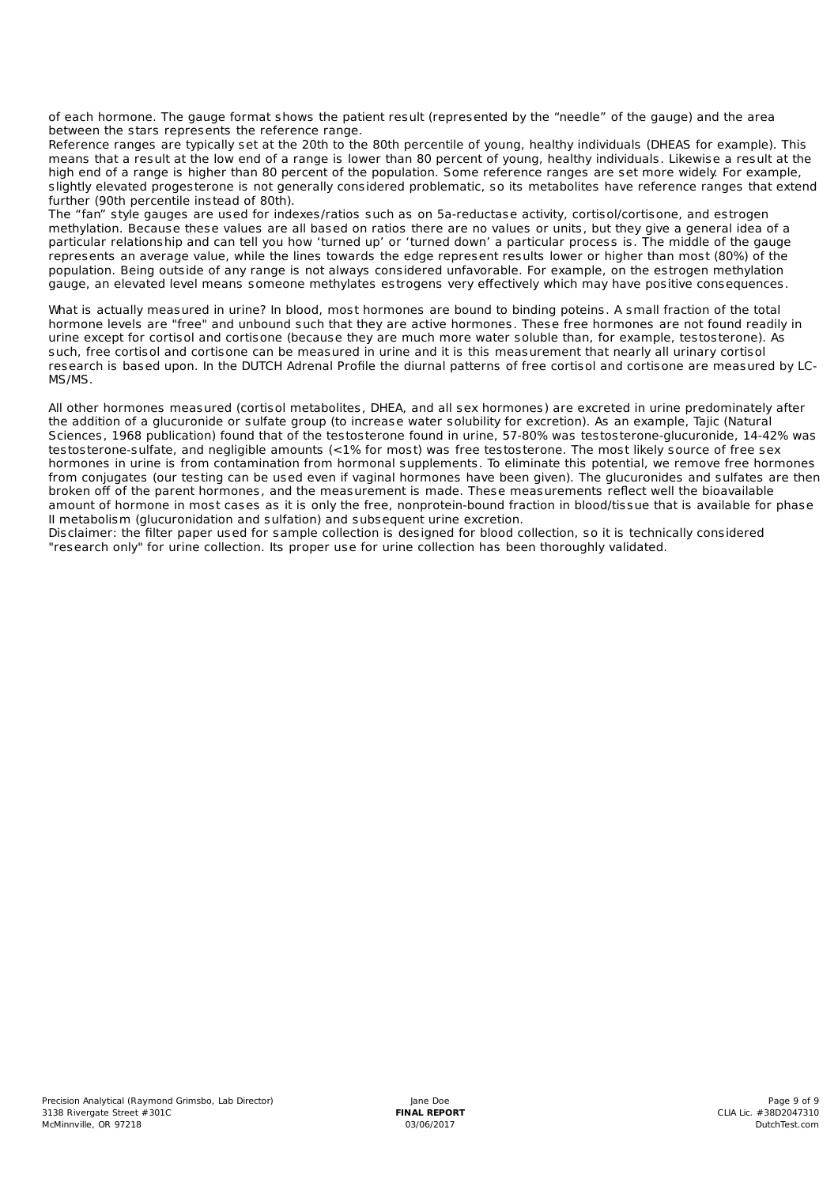of each hormone. The gauge format shows the patient result (represented by the "needle" of the gauge) and the area between the stars represents the reference range.

Reference ranges are typically set at the 20th to the 80th percentile of young, healthy individuals (DHEAS for example). This means that a result at the low end of a range is lower than 80 percent of young, healthy individuals. Likewise a result at the high end of a range is higher than 80 percent of the population. Some reference ranges are set more widely. For example, slightly elevated progesterone is not generally considered problematic, so its metabolites have reference ranges that extend further (90th percentile instead of 80th).

The "fan" style gauges are used for indexes/ratios such as on 5a-reductase activity, cortisol/cortisone, and estrogen methylation. Because these values are all based on ratios there are no values or units, but they give a general idea of a particular relationship and can tell you how 'turned up' or 'turned down' a particular process is. The middle of the gauge represents an average value, while the lines towards the edge represent results lower or higher than most (80%) of the population. Being outside of any range is not always considered unfavorable. For example, on the estrogen methylation gauge, an elevated level means someone methylates estrogens very effectively which may have positive consequences.

What is actually measured in urine? In blood, most hormones are bound to binding poteins. A small fraction of the total hormone levels are "free" and unbound such that they are active hormones. These free hormones are not found readily in urine except for cortisol and cortisone (because they are much more water soluble than, for example, testosterone). As such, free cortisol and cortisone can be measured in urine and it is this measurement that nearly all urinary cortisol research is based upon. In the DUTCH Adrenal Profile the diurnal patterns of free cortisol and cortisone are measured by LC-MS/MS.

All other hormones measured (cortisol metabolites, DHEA, and all sex hormones) are excreted in urine predominately after the addition of a glucuronide or sulfate group (to increase water solubility for excretion). As an example, Tajic (Natural Sciences, 1968 publication) found that of the testosterone found in urine, 57-80% was testosterone-glucuronide, 14-42% was testosterone-sulfate, and negligible amounts (<1% for most) was free testosterone. The most likely source of free sex hormones in urine is from contamination from hormonal supplements. To eliminate this potential, we remove free hormones from conjugates (our testing can be used even if vaginal hormones have been given). The glucuronides and sulfates are then broken off of the parent hormones, and the measurement is made. These measurements reflect well the bioavailable amount of hormone in most cases as it is only the free, nonprotein-bound fraction in blood/tissue that is available for phase II metabolism (glucuronidation and sulfation) and subsequent urine excretion.

Disclaimer: the filter paper used for sample collection is designed for blood collection, so it is technically considered "research only" for urine collection. Its proper use for urine collection has been thoroughly validated.